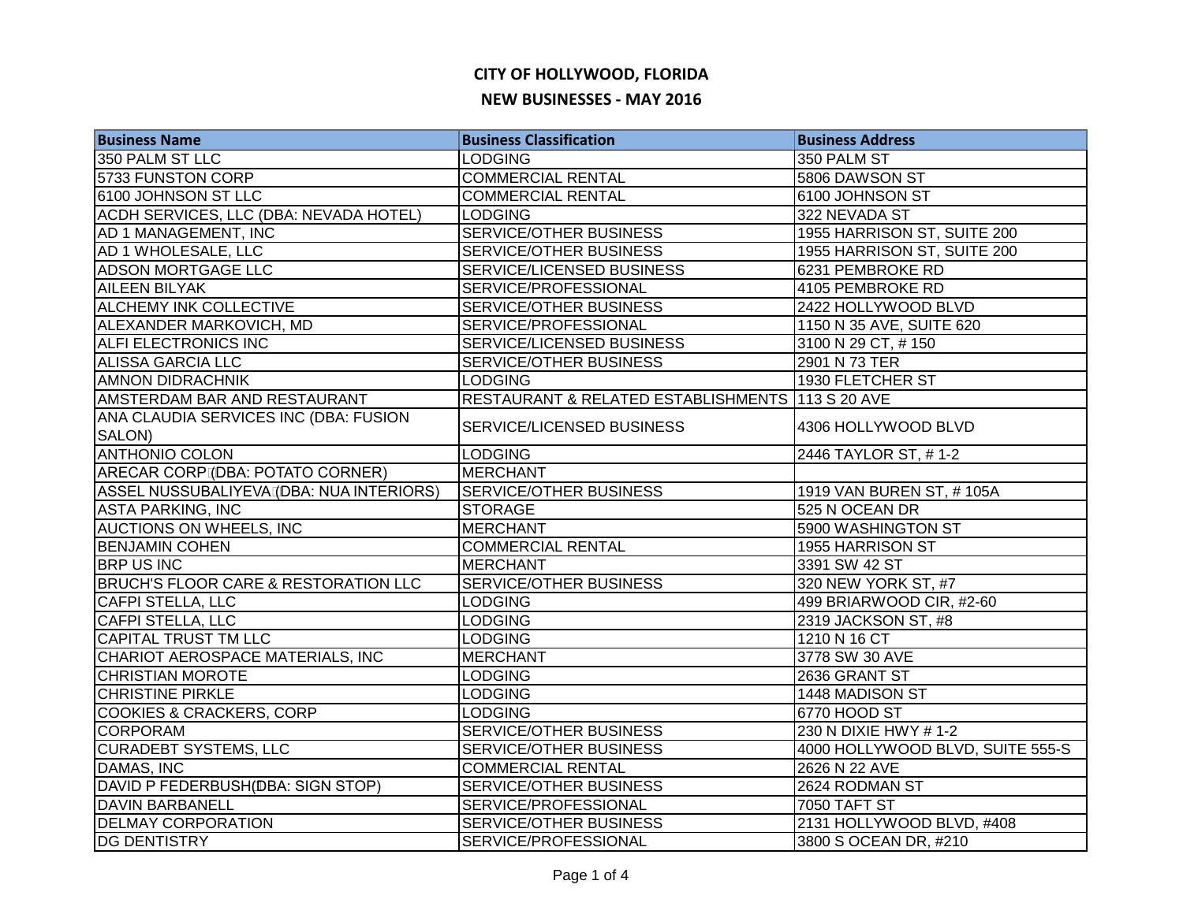# CITY OF HOLLYWOOD, FLORIDA

## NEW BUSINESSES - MAY 2016

| Business Name | Business Classification | Business Address |
|---|---|---|
| 350 PALM ST LLC | LODGING | 350 PALM ST |
| 5733 FUNSTON CORP | COMMERCIAL RENTAL | 5806 DAWSON ST |
| 6100 JOHNSON ST LLC | COMMERCIAL RENTAL | 6100 JOHNSON ST |
| ACDH SERVICES, LLC (DBA: NEVADA HOTEL) | LODGING | 322 NEVADA ST |
| AD 1 MANAGEMENT, INC | SERVICE/OTHER BUSINESS | 1955 HARRISON ST, SUITE 200 |
| AD 1 WHOLESALE, LLC | SERVICE/OTHER BUSINESS | 1955 HARRISON ST, SUITE 200 |
| ADSON MORTGAGE LLC | SERVICE/LICENSED BUSINESS | 6231 PEMBROKE RD |
| AILEEN BILYAK | SERVICE/PROFESSIONAL | 4105 PEMBROKE RD |
| ALCHEMY INK COLLECTIVE | SERVICE/OTHER BUSINESS | 2422 HOLLYWOOD BLVD |
| ALEXANDER MARKOVICH, MD | SERVICE/PROFESSIONAL | 1150 N 35 AVE, SUITE 620 |
| ALFI ELECTRONICS INC | SERVICE/LICENSED BUSINESS | 3100 N 29 CT, # 150 |
| ALISSA GARCIA LLC | SERVICE/OTHER BUSINESS | 2901 N 73 TER |
| AMNON DIDRACHNIK | LODGING | 1930 FLETCHER ST |
| AMSTERDAM BAR AND RESTAURANT | RESTAURANT & RELATED ESTABLISHMENTS | 113 S 20 AVE |
| ANA CLAUDIA SERVICES INC (DBA: FUSION SALON) | SERVICE/LICENSED BUSINESS | 4306 HOLLYWOOD BLVD |
| ANTHONIO COLON | LODGING | 2446 TAYLOR ST, # 1-2 |
| ARECAR CORP (DBA: POTATO CORNER) | MERCHANT | |
| ASSEL NUSSUBALIYEVA (DBA: NUA INTERIORS) | SERVICE/OTHER BUSINESS | 1919 VAN BUREN ST, # 105A |
| ASTA PARKING, INC | STORAGE | 525 N OCEAN DR |
| AUCTIONS ON WHEELS, INC | MERCHANT | 5900 WASHINGTON ST |
| BENJAMIN COHEN | COMMERCIAL RENTAL | 1955 HARRISON ST |
| BRP US INC | MERCHANT | 3391 SW 42 ST |
| BRUCH'S FLOOR CARE & RESTORATION LLC | SERVICE/OTHER BUSINESS | 320 NEW YORK ST, #7 |
| CAFPI STELLA, LLC | LODGING | 499 BRIARWOOD CIR, #2-60 |
| CAFPI STELLA, LLC | LODGING | 2319 JACKSON ST, #8 |
| CAPITAL TRUST TM LLC | LODGING | 1210 N 16 CT |
| CHARIOT AEROSPACE MATERIALS, INC | MERCHANT | 3778 SW 30 AVE |
| CHRISTIAN MOROTE | LODGING | 2636 GRANT ST |
| CHRISTINE PIRKLE | LODGING | 1448 MADISON ST |
| COOKIES & CRACKERS, CORP | LODGING | 6770 HOOD ST |
| CORPORAM | SERVICE/OTHER BUSINESS | 230 N DIXIE HWY # 1-2 |
| CURADEBT SYSTEMS, LLC | SERVICE/OTHER BUSINESS | 4000 HOLLYWOOD BLVD, SUITE 555-S |
| DAMAS, INC | COMMERCIAL RENTAL | 2626 N 22 AVE |
| DAVID P FEDERBUSH (DBA: SIGN STOP) | SERVICE/OTHER BUSINESS | 2624 RODMAN ST |
| DAVIN BARBANELL | SERVICE/PROFESSIONAL | 7050 TAFT ST |
| DELMAY CORPORATION | SERVICE/OTHER BUSINESS | 2131 HOLLYWOOD BLVD, #408 |
| DG DENTISTRY | SERVICE/PROFESSIONAL | 3800 S OCEAN DR, #210 |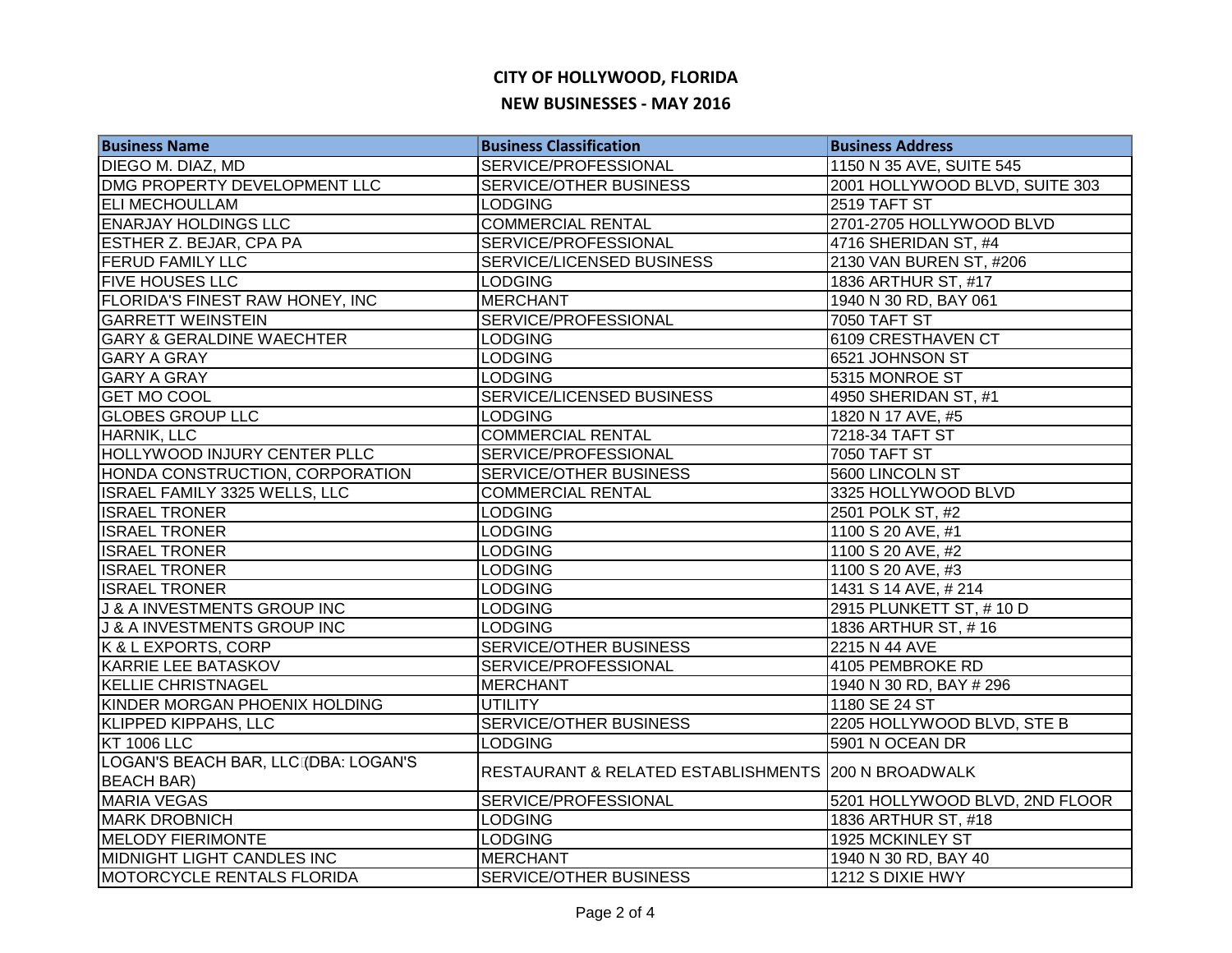# CITY OF HOLLYWOOD, FLORIDA

## NEW BUSINESSES - MAY 2016

| Business Name | Business Classification | Business Address |
|---|---|---|
| DIEGO M. DIAZ, MD | SERVICE/PROFESSIONAL | 1150 N 35 AVE, SUITE 545 |
| DMG PROPERTY DEVELOPMENT LLC | SERVICE/OTHER BUSINESS | 2001 HOLLYWOOD BLVD, SUITE 303 |
| ELI MECHOULLAM | LODGING | 2519 TAFT ST |
| ENARJAY HOLDINGS LLC | COMMERCIAL RENTAL | 2701-2705 HOLLYWOOD BLVD |
| ESTHER Z. BEJAR, CPA PA | SERVICE/PROFESSIONAL | 4716 SHERIDAN ST, #4 |
| FERUD FAMILY LLC | SERVICE/LICENSED BUSINESS | 2130 VAN BUREN ST, #206 |
| FIVE HOUSES LLC | LODGING | 1836 ARTHUR ST, #17 |
| FLORIDA'S FINEST RAW HONEY, INC | MERCHANT | 1940 N 30 RD, BAY 061 |
| GARRETT WEINSTEIN | SERVICE/PROFESSIONAL | 7050 TAFT ST |
| GARY & GERALDINE WAECHTER | LODGING | 6109 CRESTHAVEN CT |
| GARY A GRAY | LODGING | 6521 JOHNSON ST |
| GARY A GRAY | LODGING | 5315 MONROE ST |
| GET MO COOL | SERVICE/LICENSED BUSINESS | 4950 SHERIDAN ST, #1 |
| GLOBES GROUP LLC | LODGING | 1820 N 17 AVE, #5 |
| HARNIK, LLC | COMMERCIAL RENTAL | 7218-34 TAFT ST |
| HOLLYWOOD INJURY CENTER PLLC | SERVICE/PROFESSIONAL | 7050 TAFT ST |
| HONDA CONSTRUCTION, CORPORATION | SERVICE/OTHER BUSINESS | 5600 LINCOLN ST |
| ISRAEL FAMILY 3325 WELLS, LLC | COMMERCIAL RENTAL | 3325 HOLLYWOOD BLVD |
| ISRAEL TRONER | LODGING | 2501 POLK ST, #2 |
| ISRAEL TRONER | LODGING | 1100 S 20 AVE, #1 |
| ISRAEL TRONER | LODGING | 1100 S 20 AVE, #2 |
| ISRAEL TRONER | LODGING | 1100 S 20 AVE, #3 |
| ISRAEL TRONER | LODGING | 1431 S 14 AVE, # 214 |
| J & A INVESTMENTS GROUP INC | LODGING | 2915 PLUNKETT ST, # 10 D |
| J & A INVESTMENTS GROUP INC | LODGING | 1836 ARTHUR ST, # 16 |
| K & L EXPORTS, CORP | SERVICE/OTHER BUSINESS | 2215 N 44 AVE |
| KARRIE LEE BATASKOV | SERVICE/PROFESSIONAL | 4105 PEMBROKE RD |
| KELLIE CHRISTNAGEL | MERCHANT | 1940 N 30 RD, BAY # 296 |
| KINDER MORGAN PHOENIX HOLDING | UTILITY | 1180 SE 24 ST |
| KLIPPED KIPPAHS, LLC | SERVICE/OTHER BUSINESS | 2205 HOLLYWOOD BLVD, STE B |
| KT 1006 LLC | LODGING | 5901 N OCEAN DR |
| LOGAN'S BEACH BAR, LLC (DBA: LOGAN'S BEACH BAR) | RESTAURANT & RELATED ESTABLISHMENTS | 200 N BROADWALK |
| MARIA VEGAS | SERVICE/PROFESSIONAL | 5201 HOLLYWOOD BLVD, 2ND FLOOR |
| MARK DROBNICH | LODGING | 1836 ARTHUR ST, #18 |
| MELODY FIERIMONTE | LODGING | 1925 MCKINLEY ST |
| MIDNIGHT LIGHT CANDLES INC | MERCHANT | 1940 N 30 RD, BAY 40 |
| MOTORCYCLE RENTALS FLORIDA | SERVICE/OTHER BUSINESS | 1212 S DIXIE HWY |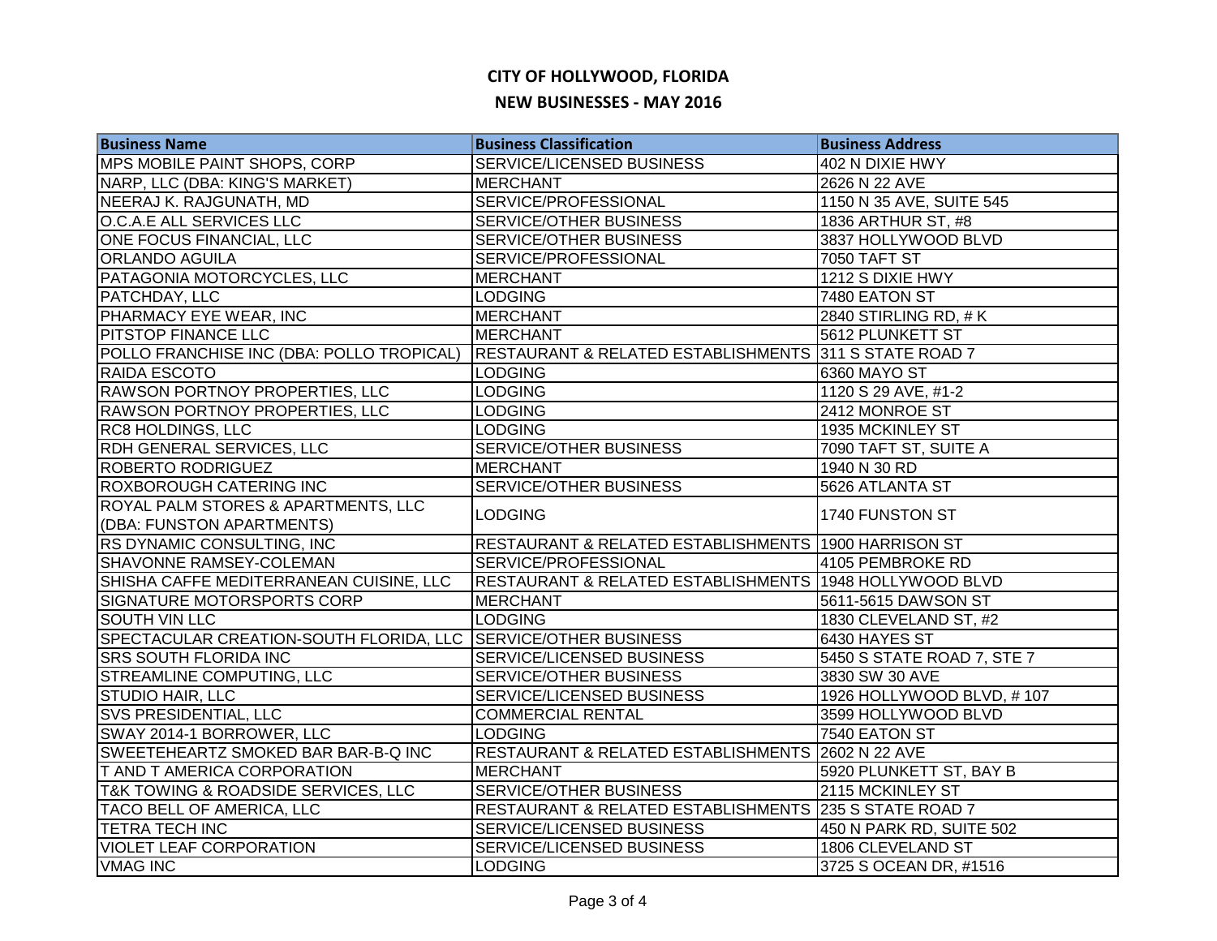# CITY OF HOLLYWOOD, FLORIDA

## NEW BUSINESSES - MAY 2016

| Business Name | Business Classification | Business Address |
|---|---|---|
| MPS MOBILE PAINT SHOPS, CORP | SERVICE/LICENSED BUSINESS | 402 N DIXIE HWY |
| NARP, LLC (DBA: KING'S MARKET) | MERCHANT | 2626 N 22 AVE |
| NEERAJ K. RAJGUNATH, MD | SERVICE/PROFESSIONAL | 1150 N 35 AVE, SUITE 545 |
| O.C.A.E ALL SERVICES LLC | SERVICE/OTHER BUSINESS | 1836 ARTHUR ST, #8 |
| ONE FOCUS FINANCIAL, LLC | SERVICE/OTHER BUSINESS | 3837 HOLLYWOOD BLVD |
| ORLANDO AGUILA | SERVICE/PROFESSIONAL | 7050 TAFT ST |
| PATAGONIA MOTORCYCLES, LLC | MERCHANT | 1212 S DIXIE HWY |
| PATCHDAY, LLC | LODGING | 7480 EATON ST |
| PHARMACY EYE WEAR, INC | MERCHANT | 2840 STIRLING RD, # K |
| PITSTOP FINANCE LLC | MERCHANT | 5612 PLUNKETT ST |
| POLLO FRANCHISE INC (DBA: POLLO TROPICAL) | RESTAURANT & RELATED ESTABLISHMENTS | 311 S STATE ROAD 7 |
| RAIDA ESCOTO | LODGING | 6360 MAYO ST |
| RAWSON PORTNOY PROPERTIES, LLC | LODGING | 1120 S 29 AVE, #1-2 |
| RAWSON PORTNOY PROPERTIES, LLC | LODGING | 2412 MONROE ST |
| RC8 HOLDINGS, LLC | LODGING | 1935 MCKINLEY ST |
| RDH GENERAL SERVICES, LLC | SERVICE/OTHER BUSINESS | 7090 TAFT ST, SUITE A |
| ROBERTO RODRIGUEZ | MERCHANT | 1940 N 30 RD |
| ROXBOROUGH CATERING INC | SERVICE/OTHER BUSINESS | 5626 ATLANTA ST |
| ROYAL PALM STORES & APARTMENTS, LLC (DBA: FUNSTON APARTMENTS) | LODGING | 1740 FUNSTON ST |
| RS DYNAMIC CONSULTING, INC | RESTAURANT & RELATED ESTABLISHMENTS | 1900 HARRISON ST |
| SHAVONNE RAMSEY-COLEMAN | SERVICE/PROFESSIONAL | 4105 PEMBROKE RD |
| SHISHA CAFFE MEDITERRANEAN CUISINE, LLC | RESTAURANT & RELATED ESTABLISHMENTS | 1948 HOLLYWOOD BLVD |
| SIGNATURE MOTORSPORTS CORP | MERCHANT | 5611-5615 DAWSON ST |
| SOUTH VIN LLC | LODGING | 1830 CLEVELAND ST, #2 |
| SPECTACULAR CREATION-SOUTH FLORIDA, LLC | SERVICE/OTHER BUSINESS | 6430 HAYES ST |
| SRS SOUTH FLORIDA INC | SERVICE/LICENSED BUSINESS | 5450 S STATE ROAD 7, STE 7 |
| STREAMLINE COMPUTING, LLC | SERVICE/OTHER BUSINESS | 3830 SW 30 AVE |
| STUDIO HAIR, LLC | SERVICE/LICENSED BUSINESS | 1926 HOLLYWOOD BLVD, # 107 |
| SVS PRESIDENTIAL, LLC | COMMERCIAL RENTAL | 3599 HOLLYWOOD BLVD |
| SWAY 2014-1 BORROWER, LLC | LODGING | 7540 EATON ST |
| SWEETEHEARTZ SMOKED BAR BAR-B-Q INC | RESTAURANT & RELATED ESTABLISHMENTS | 2602 N 22 AVE |
| T AND T AMERICA CORPORATION | MERCHANT | 5920 PLUNKETT ST, BAY B |
| T&K TOWING & ROADSIDE SERVICES, LLC | SERVICE/OTHER BUSINESS | 2115 MCKINLEY ST |
| TACO BELL OF AMERICA, LLC | RESTAURANT & RELATED ESTABLISHMENTS | 235 S STATE ROAD 7 |
| TETRA TECH INC | SERVICE/LICENSED BUSINESS | 450 N PARK RD, SUITE 502 |
| VIOLET LEAF CORPORATION | SERVICE/LICENSED BUSINESS | 1806 CLEVELAND ST |
| VMAG INC | LODGING | 3725 S OCEAN DR, #1516 |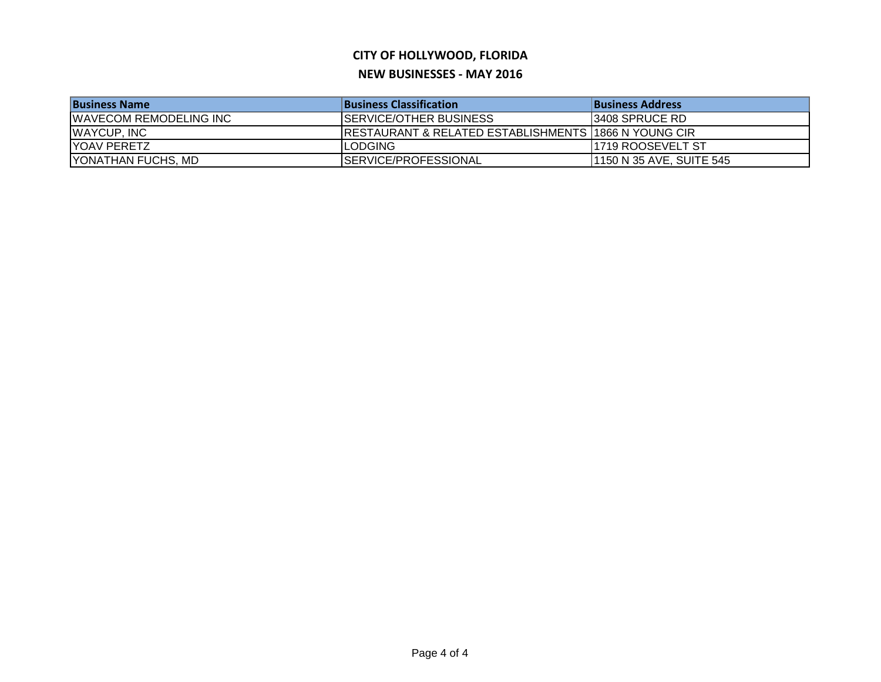# CITY OF HOLLYWOOD, FLORIDA

## NEW BUSINESSES - MAY 2016

| Business Name | Business Classification | Business Address |
|---|---|---|
| WAVECOM REMODELING INC | SERVICE/OTHER BUSINESS | 3408 SPRUCE RD |
| WAYCUP, INC | RESTAURANT & RELATED ESTABLISHMENTS | 1866 N YOUNG CIR |
| YOAV PERETZ | LODGING | 1719 ROOSEVELT ST |
| YONATHAN FUCHS, MD | SERVICE/PROFESSIONAL | 1150 N 35 AVE, SUITE 545 |